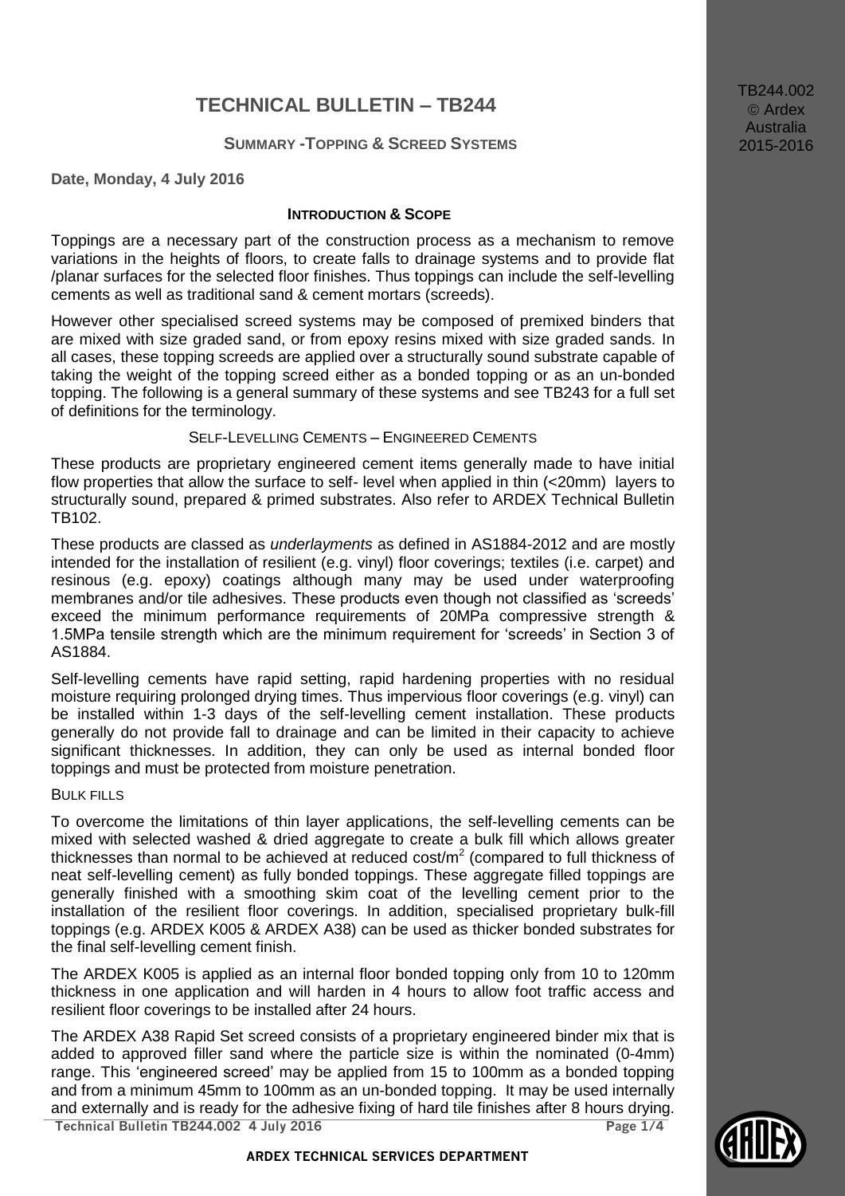# TECHNICAL BULLETIN – TB244

## SUMMARY -TOPPING & SCREED SYSTEMS

**Date, Monday, 4 July 2016**

### INTRODUCTION & SCOPE

Toppings are a necessary part of the construction process as a mechanism to remove variations in the heights of floors, to create falls to drainage systems and to provide flat /planar surfaces for the selected floor finishes. Thus toppings can include the self-levelling cements as well as traditional sand & cement mortars (screeds).

However other specialised screed systems may be composed of premixed binders that are mixed with size graded sand, or from epoxy resins mixed with size graded sands. In all cases, these topping screeds are applied over a structurally sound substrate capable of taking the weight of the topping screed either as a bonded topping or as an un-bonded topping. The following is a general summary of these systems and see TB243 for a full set of definitions for the terminology.

### SELF-LEVELLING CEMENTS – ENGINEERED CEMENTS

These products are proprietary engineered cement items generally made to have initial flow properties that allow the surface to self- level when applied in thin (<20mm) layers to structurally sound, prepared & primed substrates. Also refer to ARDEX Technical Bulletin TB102.

These products are classed as *underlayments* as defined in AS1884-2012 and are mostly intended for the installation of resilient (e.g. vinyl) floor coverings; textiles (i.e. carpet) and resinous (e.g. epoxy) coatings although many may be used under waterproofing membranes and/or tile adhesives. These products even though not classified as 'screeds' exceed the minimum performance requirements of 20MPa compressive strength & 1.5MPa tensile strength which are the minimum requirement for 'screeds' in Section 3 of AS1884.

Self-levelling cements have rapid setting, rapid hardening properties with no residual moisture requiring prolonged drying times. Thus impervious floor coverings (e.g. vinyl) can be installed within 1-3 days of the self-levelling cement installation. These products generally do not provide fall to drainage and can be limited in their capacity to achieve significant thicknesses. In addition, they can only be used as internal bonded floor toppings and must be protected from moisture penetration.

### BULK FILLS

To overcome the limitations of thin layer applications, the self-levelling cements can be mixed with selected washed & dried aggregate to create a bulk fill which allows greater thicknesses than normal to be achieved at reduced cost/m$^2$ (compared to full thickness of neat self-levelling cement) as fully bonded toppings. These aggregate filled toppings are generally finished with a smoothing skim coat of the levelling cement prior to the installation of the resilient floor coverings. In addition, specialised proprietary bulk-fill toppings (e.g. ARDEX K005 & ARDEX A38) can be used as thicker bonded substrates for the final self-levelling cement finish.

The ARDEX K005 is applied as an internal floor bonded topping only from 10 to 120mm thickness in one application and will harden in 4 hours to allow foot traffic access and resilient floor coverings to be installed after 24 hours.

The ARDEX A38 Rapid Set screed consists of a proprietary engineered binder mix that is added to approved filler sand where the particle size is within the nominated (0-4mm) range. This 'engineered screed' may be applied from 15 to 100mm as a bonded topping and from a minimum 45mm to 100mm as an un-bonded topping. It may be used internally and externally and is ready for the adhesive fixing of hard tile finishes after 8 hours drying.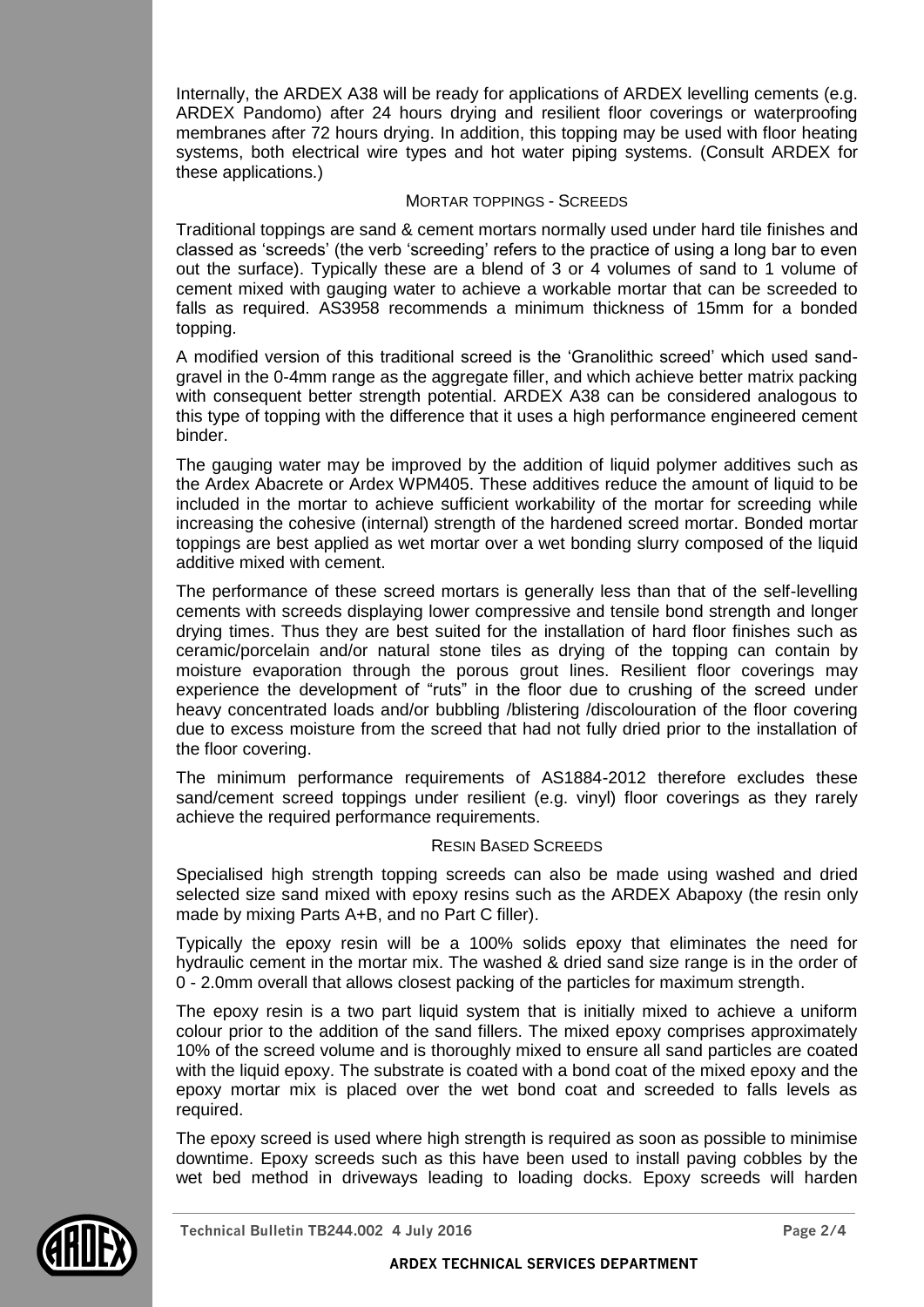Internally, the ARDEX A38 will be ready for applications of ARDEX levelling cements (e.g. ARDEX Pandomo) after 24 hours drying and resilient floor coverings or waterproofing membranes after 72 hours drying. In addition, this topping may be used with floor heating systems, both electrical wire types and hot water piping systems. (Consult ARDEX for these applications.)

## MORTAR TOPPINGS - SCREEDS

Traditional toppings are sand & cement mortars normally used under hard tile finishes and classed as 'screeds' (the verb 'screeding' refers to the practice of using a long bar to even out the surface). Typically these are a blend of 3 or 4 volumes of sand to 1 volume of cement mixed with gauging water to achieve a workable mortar that can be screeded to falls as required. AS3958 recommends a minimum thickness of 15mm for a bonded topping.

A modified version of this traditional screed is the 'Granolithic screed' which used sand-gravel in the 0-4mm range as the aggregate filler, and which achieve better matrix packing with consequent better strength potential. ARDEX A38 can be considered analogous to this type of topping with the difference that it uses a high performance engineered cement binder.

The gauging water may be improved by the addition of liquid polymer additives such as the Ardex Abacrete or Ardex WPM405. These additives reduce the amount of liquid to be included in the mortar to achieve sufficient workability of the mortar for screeding while increasing the cohesive (internal) strength of the hardened screed mortar. Bonded mortar toppings are best applied as wet mortar over a wet bonding slurry composed of the liquid additive mixed with cement.

The performance of these screed mortars is generally less than that of the self-levelling cements with screeds displaying lower compressive and tensile bond strength and longer drying times. Thus they are best suited for the installation of hard floor finishes such as ceramic/porcelain and/or natural stone tiles as drying of the topping can contain by moisture evaporation through the porous grout lines. Resilient floor coverings may experience the development of "ruts" in the floor due to crushing of the screed under heavy concentrated loads and/or bubbling /blistering /discolouration of the floor covering due to excess moisture from the screed that had not fully dried prior to the installation of the floor covering.

The minimum performance requirements of AS1884-2012 therefore excludes these sand/cement screed toppings under resilient (e.g. vinyl) floor coverings as they rarely achieve the required performance requirements.

## RESIN BASED SCREEDS

Specialised high strength topping screeds can also be made using washed and dried selected size sand mixed with epoxy resins such as the ARDEX Abapoxy (the resin only made by mixing Parts A+B, and no Part C filler).

Typically the epoxy resin will be a 100% solids epoxy that eliminates the need for hydraulic cement in the mortar mix. The washed & dried sand size range is in the order of 0 - 2.0mm overall that allows closest packing of the particles for maximum strength.

The epoxy resin is a two part liquid system that is initially mixed to achieve a uniform colour prior to the addition of the sand fillers. The mixed epoxy comprises approximately 10% of the screed volume and is thoroughly mixed to ensure all sand particles are coated with the liquid epoxy. The substrate is coated with a bond coat of the mixed epoxy and the epoxy mortar mix is placed over the wet bond coat and screeded to falls levels as required.

The epoxy screed is used where high strength is required as soon as possible to minimise downtime. Epoxy screeds such as this have been used to install paving cobbles by the wet bed method in driveways leading to loading docks. Epoxy screeds will harden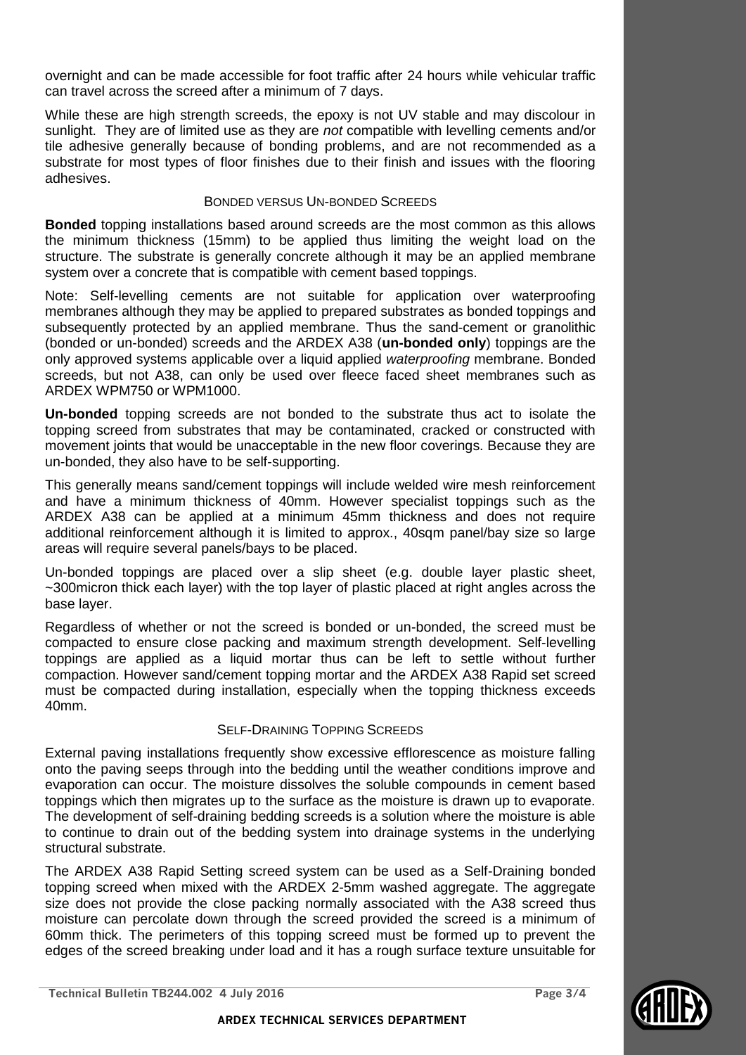overnight and can be made accessible for foot traffic after 24 hours while vehicular traffic can travel across the screed after a minimum of 7 days.

While these are high strength screeds, the epoxy is not UV stable and may discolour in sunlight. They are of limited use as they are *not* compatible with levelling cements and/or tile adhesive generally because of bonding problems, and are not recommended as a substrate for most types of floor finishes due to their finish and issues with the flooring adhesives.

### Bonded versus Un-bonded Screeds

**Bonded** topping installations based around screeds are the most common as this allows the minimum thickness (15mm) to be applied thus limiting the weight load on the structure. The substrate is generally concrete although it may be an applied membrane system over a concrete that is compatible with cement based toppings.

Note: Self-levelling cements are not suitable for application over waterproofing membranes although they may be applied to prepared substrates as bonded toppings and subsequently protected by an applied membrane. Thus the sand-cement or granolithic (bonded or un-bonded) screeds and the ARDEX A38 (**un-bonded only**) toppings are the only approved systems applicable over a liquid applied *waterproofing* membrane. Bonded screeds, but not A38, can only be used over fleece faced sheet membranes such as ARDEX WPM750 or WPM1000.

**Un-bonded** topping screeds are not bonded to the substrate thus act to isolate the topping screed from substrates that may be contaminated, cracked or constructed with movement joints that would be unacceptable in the new floor coverings. Because they are un-bonded, they also have to be self-supporting.

This generally means sand/cement toppings will include welded wire mesh reinforcement and have a minimum thickness of 40mm. However specialist toppings such as the ARDEX A38 can be applied at a minimum 45mm thickness and does not require additional reinforcement although it is limited to approx., 40sqm panel/bay size so large areas will require several panels/bays to be placed.

Un-bonded toppings are placed over a slip sheet (e.g. double layer plastic sheet, ~300micron thick each layer) with the top layer of plastic placed at right angles across the base layer.

Regardless of whether or not the screed is bonded or un-bonded, the screed must be compacted to ensure close packing and maximum strength development. Self-levelling toppings are applied as a liquid mortar thus can be left to settle without further compaction. However sand/cement topping mortar and the ARDEX A38 Rapid set screed must be compacted during installation, especially when the topping thickness exceeds 40mm.

### Self-Draining Topping Screeds

External paving installations frequently show excessive efflorescence as moisture falling onto the paving seeps through into the bedding until the weather conditions improve and evaporation can occur. The moisture dissolves the soluble compounds in cement based toppings which then migrates up to the surface as the moisture is drawn up to evaporate. The development of self-draining bedding screeds is a solution where the moisture is able to continue to drain out of the bedding system into drainage systems in the underlying structural substrate.

The ARDEX A38 Rapid Setting screed system can be used as a Self-Draining bonded topping screed when mixed with the ARDEX 2-5mm washed aggregate. The aggregate size does not provide the close packing normally associated with the A38 screed thus moisture can percolate down through the screed provided the screed is a minimum of 60mm thick. The perimeters of this topping screed must be formed up to prevent the edges of the screed breaking under load and it has a rough surface texture unsuitable for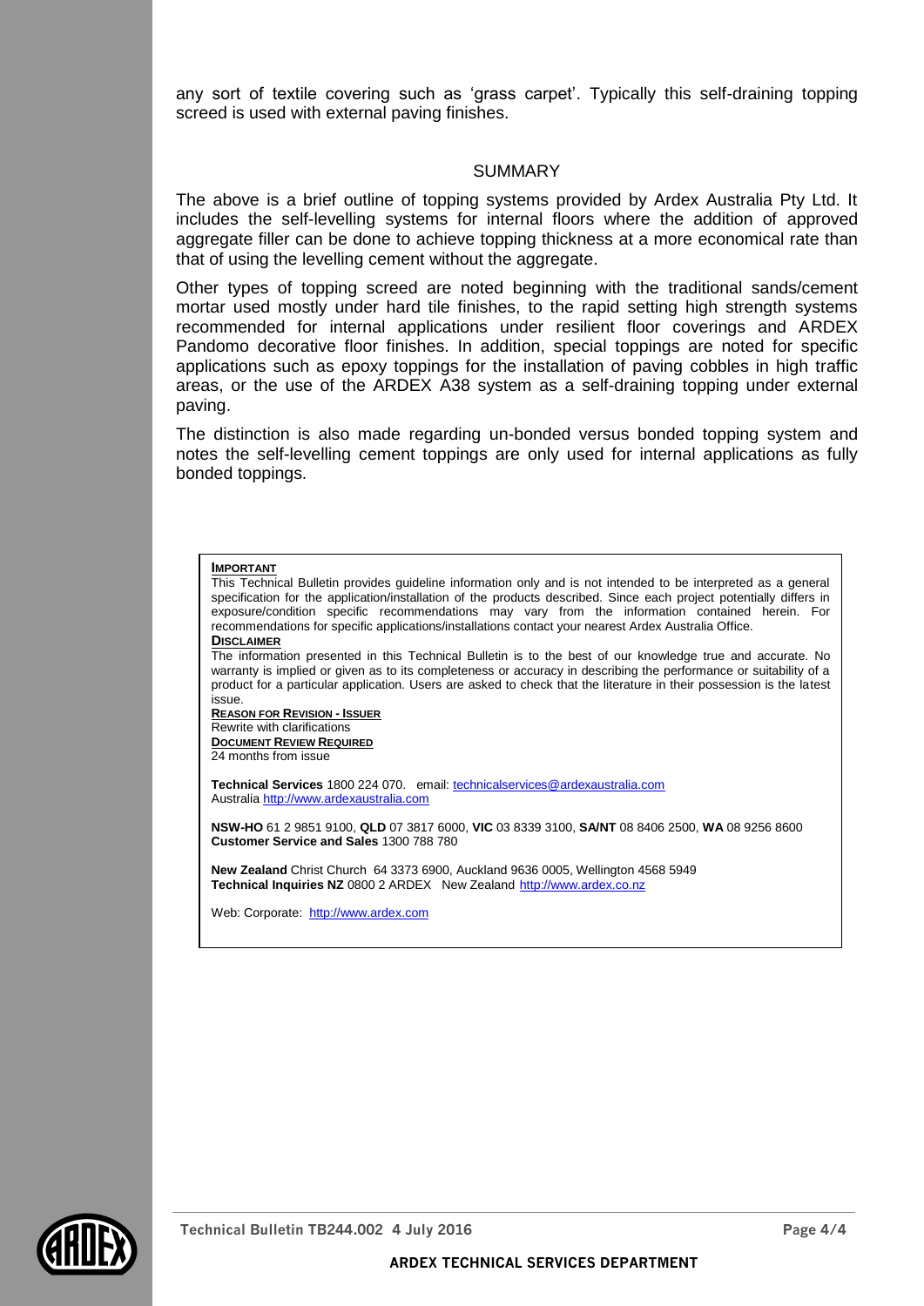any sort of textile covering such as 'grass carpet'. Typically this self-draining topping screed is used with external paving finishes.

## SUMMARY

The above is a brief outline of topping systems provided by Ardex Australia Pty Ltd. It includes the self-levelling systems for internal floors where the addition of approved aggregate filler can be done to achieve topping thickness at a more economical rate than that of using the levelling cement without the aggregate.

Other types of topping screed are noted beginning with the traditional sands/cement mortar used mostly under hard tile finishes, to the rapid setting high strength systems recommended for internal applications under resilient floor coverings and ARDEX Pandomo decorative floor finishes. In addition, special toppings are noted for specific applications such as epoxy toppings for the installation of paving cobbles in high traffic areas, or the use of the ARDEX A38 system as a self-draining topping under external paving.

The distinction is also made regarding un-bonded versus bonded topping system and notes the self-levelling cement toppings are only used for internal applications as fully bonded toppings.

**IMPORTANT**
This Technical Bulletin provides guideline information only and is not intended to be interpreted as a general specification for the application/installation of the products described. Since each project potentially differs in exposure/condition specific recommendations may vary from the information contained herein. For recommendations for specific applications/installations contact your nearest Ardex Australia Office.

**DISCLAIMER**
The information presented in this Technical Bulletin is to the best of our knowledge true and accurate. No warranty is implied or given as to its completeness or accuracy in describing the performance or suitability of a product for a particular application. Users are asked to check that the literature in their possession is the latest issue.

**REASON FOR REVISION - ISSUER**
Rewrite with clarifications

**DOCUMENT REVIEW REQUIRED**
24 months from issue

**Technical Services** 1800 224 070. email: technicalservices@ardexaustralia.com
Australia http://www.ardexaustralia.com

**NSW-HO** 61 2 9851 9100, **QLD** 07 3817 6000, **VIC** 03 8339 3100, **SA/NT** 08 8406 2500, **WA** 08 9256 8600
**Customer Service and Sales** 1300 788 780

**New Zealand** Christ Church 64 3373 6900, Auckland 9636 0005, Wellington 4568 5949
**Technical Inquiries NZ** 0800 2 ARDEX New Zealand http://www.ardex.co.nz

Web: Corporate: http://www.ardex.com

Technical Bulletin TB244.002 4 July 2016

ARDEX TECHNICAL SERVICES DEPARTMENT